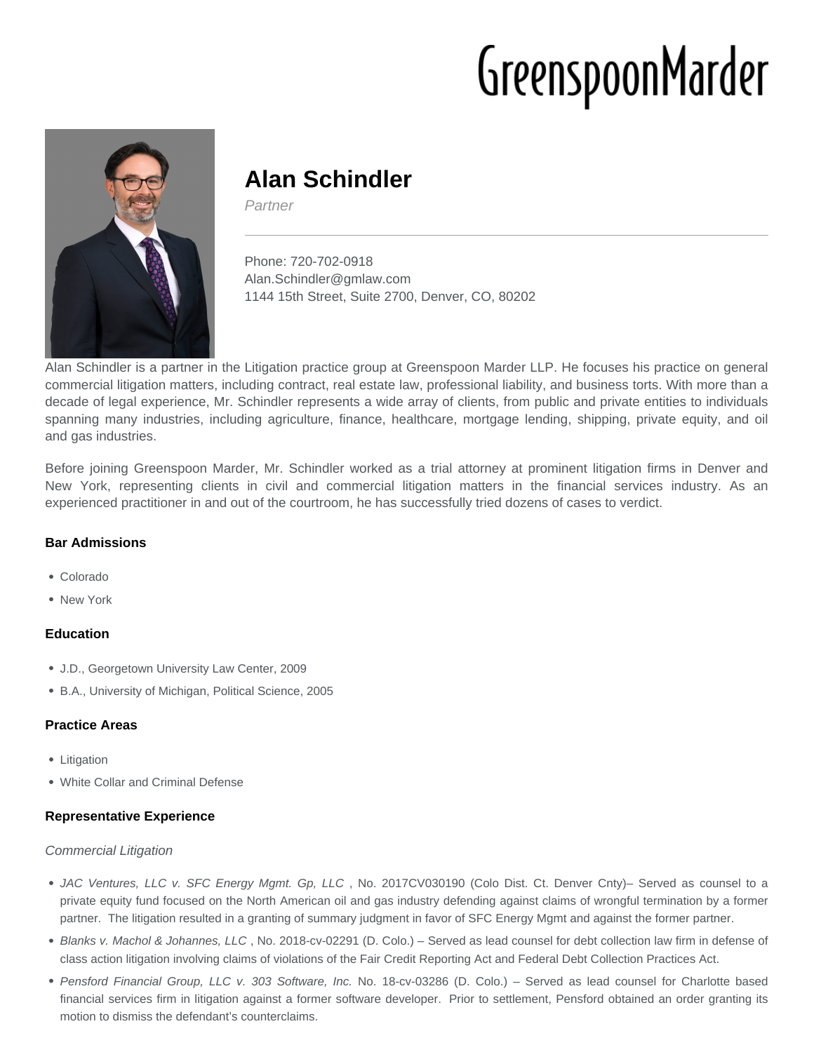# Alan Schindler

*Partner*

Phone: 720-702-0918
Alan.Schindler@gmlaw.com
1144 15th Street, Suite 2700, Denver, CO, 80202

Alan Schindler is a partner in the Litigation practice group at Greenspoon Marder LLP. He focuses his practice on general commercial litigation matters, including contract, real estate law, professional liability, and business torts. With more than a decade of legal experience, Mr. Schindler represents a wide array of clients, from public and private entities to individuals spanning many industries, including agriculture, finance, healthcare, mortgage lending, shipping, private equity, and oil and gas industries.

Before joining Greenspoon Marder, Mr. Schindler worked as a trial attorney at prominent litigation firms in Denver and New York, representing clients in civil and commercial litigation matters in the financial services industry. As an experienced practitioner in and out of the courtroom, he has successfully tried dozens of cases to verdict.

### Bar Admissions

- Colorado
- New York

### Education

- J.D., Georgetown University Law Center, 2009
- B.A., University of Michigan, Political Science, 2005

### Practice Areas

- Litigation
- White Collar and Criminal Defense

### Representative Experience

*Commercial Litigation*

- *JAC Ventures, LLC v. SFC Energy Mgmt. Gp, LLC* , No. 2017CV030190 (Colo Dist. Ct. Denver Cnty)– Served as counsel to a private equity fund focused on the North American oil and gas industry defending against claims of wrongful termination by a former partner. The litigation resulted in a granting of summary judgment in favor of SFC Energy Mgmt and against the former partner.
- *Blanks v. Machol & Johannes, LLC* , No. 2018-cv-02291 (D. Colo.) – Served as lead counsel for debt collection law firm in defense of class action litigation involving claims of violations of the Fair Credit Reporting Act and Federal Debt Collection Practices Act.
- *Pensford Financial Group, LLC v. 303 Software, Inc.* No. 18-cv-03286 (D. Colo.) – Served as lead counsel for Charlotte based financial services firm in litigation against a former software developer. Prior to settlement, Pensford obtained an order granting its motion to dismiss the defendant's counterclaims.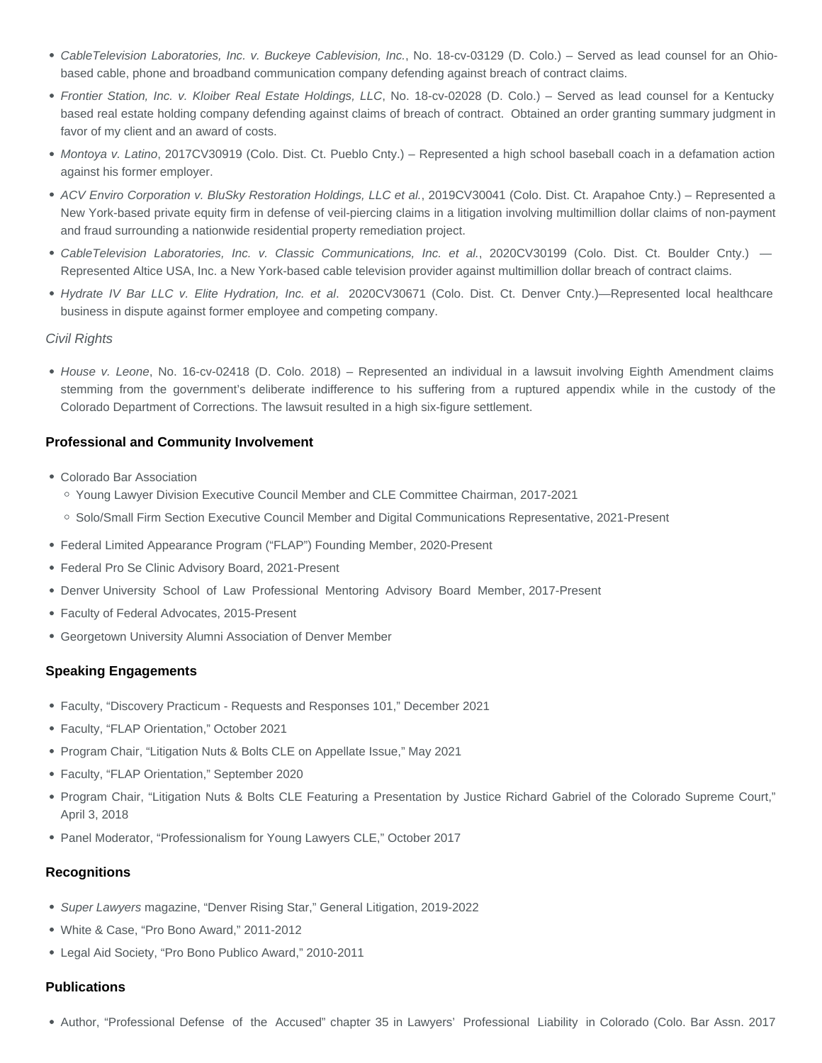- *CableTelevision Laboratories, Inc. v. Buckeye Cablevision, Inc.*, No. 18-cv-03129 (D. Colo.) – Served as lead counsel for an Ohio-based cable, phone and broadband communication company defending against breach of contract claims.
- *Frontier Station, Inc. v. Kloiber Real Estate Holdings, LLC*, No. 18-cv-02028 (D. Colo.) – Served as lead counsel for a Kentucky based real estate holding company defending against claims of breach of contract. Obtained an order granting summary judgment in favor of my client and an award of costs.
- *Montoya v. Latino*, 2017CV30919 (Colo. Dist. Ct. Pueblo Cnty.) – Represented a high school baseball coach in a defamation action against his former employer.
- *ACV Enviro Corporation v. BluSky Restoration Holdings, LLC et al.*, 2019CV30041 (Colo. Dist. Ct. Arapahoe Cnty.) – Represented a New York-based private equity firm in defense of veil-piercing claims in a litigation involving multimillion dollar claims of non-payment and fraud surrounding a nationwide residential property remediation project.
- *CableTelevision Laboratories, Inc. v. Classic Communications, Inc. et al.*, 2020CV30199 (Colo. Dist. Ct. Boulder Cnty.) — Represented Altice USA, Inc. a New York-based cable television provider against multimillion dollar breach of contract claims.
- *Hydrate IV Bar LLC v. Elite Hydration, Inc. et al*. 2020CV30671 (Colo. Dist. Ct. Denver Cnty.)—Represented local healthcare business in dispute against former employee and competing company.

*Civil Rights*

- *House v. Leone*, No. 16-cv-02418 (D. Colo. 2018) – Represented an individual in a lawsuit involving Eighth Amendment claims stemming from the government's deliberate indifference to his suffering from a ruptured appendix while in the custody of the Colorado Department of Corrections. The lawsuit resulted in a high six-figure settlement.

### Professional and Community Involvement

- Colorado Bar Association
  - Young Lawyer Division Executive Council Member and CLE Committee Chairman, 2017-2021
  - Solo/Small Firm Section Executive Council Member and Digital Communications Representative, 2021-Present
- Federal Limited Appearance Program ("FLAP") Founding Member, 2020-Present
- Federal Pro Se Clinic Advisory Board, 2021-Present
- Denver University School of Law Professional Mentoring Advisory Board Member, 2017-Present
- Faculty of Federal Advocates, 2015-Present
- Georgetown University Alumni Association of Denver Member

### Speaking Engagements

- Faculty, "Discovery Practicum - Requests and Responses 101," December 2021
- Faculty, "FLAP Orientation," October 2021
- Program Chair, "Litigation Nuts & Bolts CLE on Appellate Issue," May 2021
- Faculty, "FLAP Orientation," September 2020
- Program Chair, "Litigation Nuts & Bolts CLE Featuring a Presentation by Justice Richard Gabriel of the Colorado Supreme Court," April 3, 2018
- Panel Moderator, "Professionalism for Young Lawyers CLE," October 2017

### Recognitions

- *Super Lawyers* magazine, "Denver Rising Star," General Litigation, 2019-2022
- White & Case, "Pro Bono Award," 2011-2012
- Legal Aid Society, "Pro Bono Publico Award," 2010-2011

### Publications

- Author, "Professional Defense of the Accused" chapter 35 in Lawyers' Professional Liability in Colorado (Colo. Bar Assn. 2017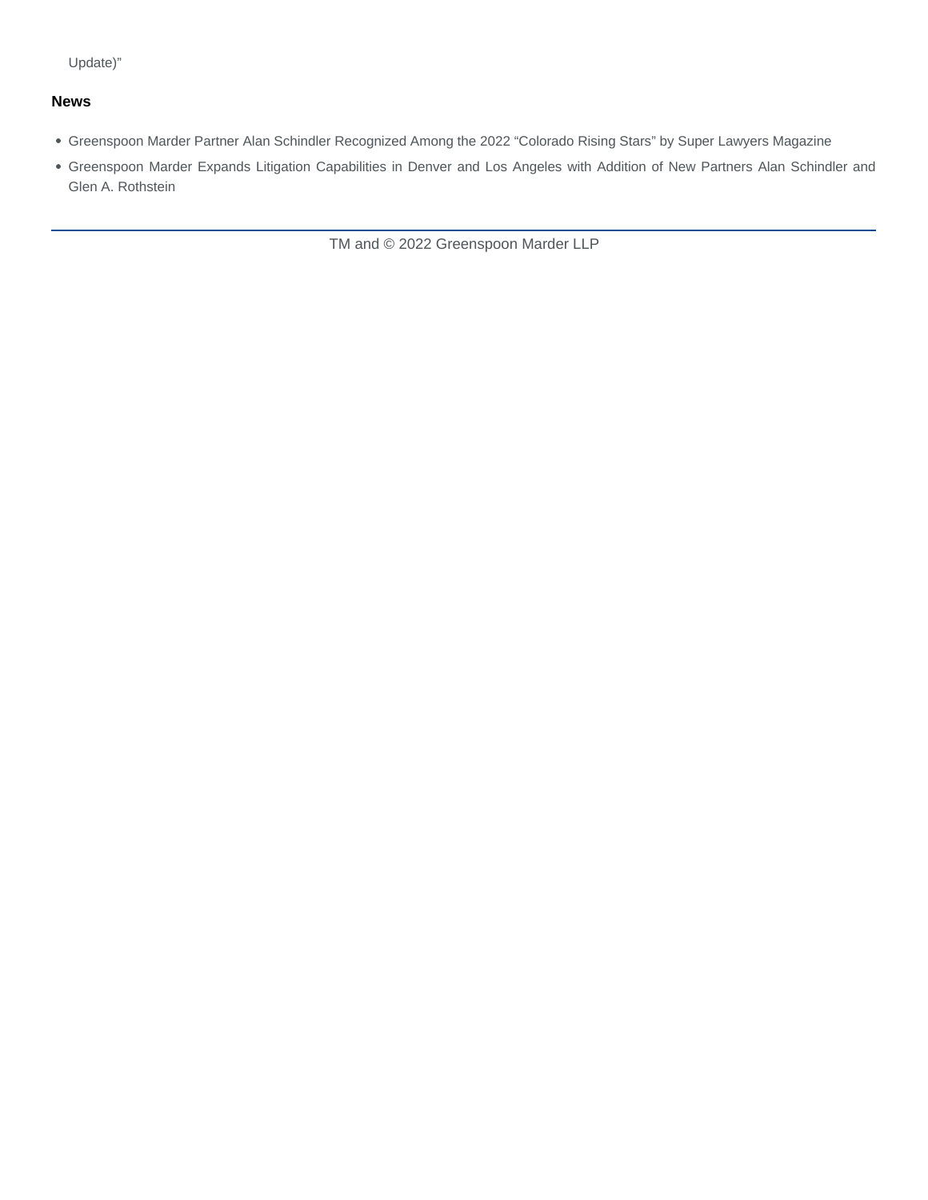Update)"

### News

- Greenspoon Marder Partner Alan Schindler Recognized Among the 2022 "Colorado Rising Stars" by Super Lawyers Magazine
- Greenspoon Marder Expands Litigation Capabilities in Denver and Los Angeles with Addition of New Partners Alan Schindler and Glen A. Rothstein

---

TM and © 2022 Greenspoon Marder LLP